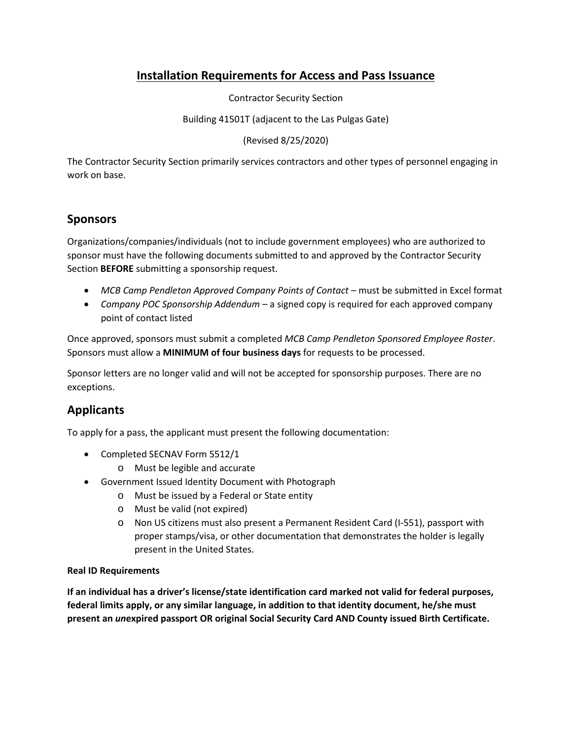# Installation Requirements for Access and Pass Issuance

Contractor Security Section

Building 41501T (adjacent to the Las Pulgas Gate)

(Revised 8/25/2020)

The Contractor Security Section primarily services contractors and other types of personnel engaging in work on base.

## Sponsors

Organizations/companies/individuals (not to include government employees) who are authorized to sponsor must have the following documents submitted to and approved by the Contractor Security Section **BEFORE** submitting a sponsorship request.

- *MCB Camp Pendleton Approved Company Points of Contact* – must be submitted in Excel format
- *Company POC Sponsorship Addendum* – a signed copy is required for each approved company point of contact listed

Once approved, sponsors must submit a completed *MCB Camp Pendleton Sponsored Employee Roster*. Sponsors must allow a **MINIMUM of four business days** for requests to be processed.

Sponsor letters are no longer valid and will not be accepted for sponsorship purposes. There are no exceptions.

## Applicants

To apply for a pass, the applicant must present the following documentation:

- Completed SECNAV Form 5512/1
  - Must be legible and accurate
- Government Issued Identity Document with Photograph
  - Must be issued by a Federal or State entity
  - Must be valid (not expired)
  - Non US citizens must also present a Permanent Resident Card (I-551), passport with proper stamps/visa, or other documentation that demonstrates the holder is legally present in the United States.

**Real ID Requirements**

**If an individual has a driver's license/state identification card marked not valid for federal purposes, federal limits apply, or any similar language, in addition to that identity document, he/she must present an *un*expired passport OR original Social Security Card AND County issued Birth Certificate.**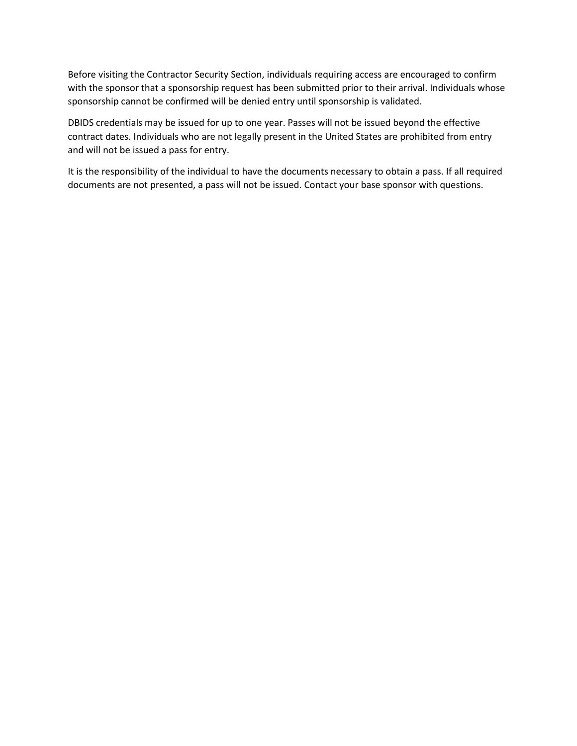Before visiting the Contractor Security Section, individuals requiring access are encouraged to confirm with the sponsor that a sponsorship request has been submitted prior to their arrival. Individuals whose sponsorship cannot be confirmed will be denied entry until sponsorship is validated.

DBIDS credentials may be issued for up to one year. Passes will not be issued beyond the effective contract dates. Individuals who are not legally present in the United States are prohibited from entry and will not be issued a pass for entry.

It is the responsibility of the individual to have the documents necessary to obtain a pass. If all required documents are not presented, a pass will not be issued. Contact your base sponsor with questions.